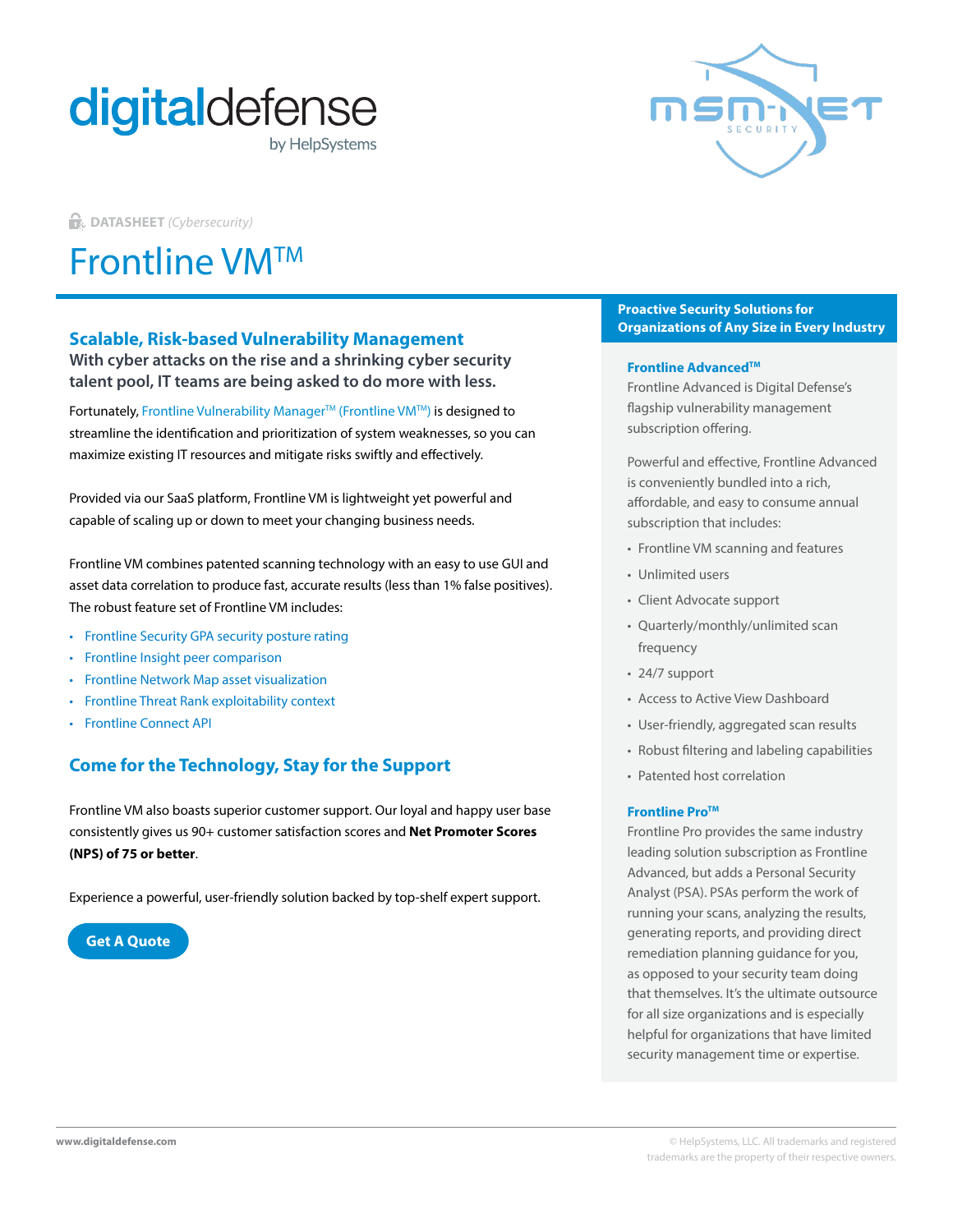digitaldefense by HelpSystems

DATASHEET *(Cybersecurity)*

# Frontline VM™

## Scalable, Risk-based Vulnerability Management

**With cyber attacks on the rise and a shrinking cyber security talent pool, IT teams are being asked to do more with less.**

Fortunately, Frontline Vulnerability Manager™ (Frontline VM™) is designed to streamline the identification and prioritization of system weaknesses, so you can maximize existing IT resources and mitigate risks swiftly and effectively.

Provided via our SaaS platform, Frontline VM is lightweight yet powerful and capable of scaling up or down to meet your changing business needs.

Frontline VM combines patented scanning technology with an easy to use GUI and asset data correlation to produce fast, accurate results (less than 1% false positives). The robust feature set of Frontline VM includes:

- Frontline Security GPA security posture rating
- Frontline Insight peer comparison
- Frontline Network Map asset visualization
- Frontline Threat Rank exploitability context
- Frontline Connect API

## Come for the Technology, Stay for the Support

Frontline VM also boasts superior customer support. Our loyal and happy user base consistently gives us 90+ customer satisfaction scores and **Net Promoter Scores (NPS) of 75 or better**.

Experience a powerful, user-friendly solution backed by top-shelf expert support.

**Get A Quote**

## Proactive Security Solutions for Organizations of Any Size in Every Industry

### Frontline Advanced™

Frontline Advanced is Digital Defense's flagship vulnerability management subscription offering.

Powerful and effective, Frontline Advanced is conveniently bundled into a rich, affordable, and easy to consume annual subscription that includes:

- Frontline VM scanning and features
- Unlimited users
- Client Advocate support
- Quarterly/monthly/unlimited scan frequency
- 24/7 support
- Access to Active View Dashboard
- User-friendly, aggregated scan results
- Robust filtering and labeling capabilities
- Patented host correlation

### Frontline Pro™

Frontline Pro provides the same industry leading solution subscription as Frontline Advanced, but adds a Personal Security Analyst (PSA). PSAs perform the work of running your scans, analyzing the results, generating reports, and providing direct remediation planning guidance for you, as opposed to your security team doing that themselves. It's the ultimate outsource for all size organizations and is especially helpful for organizations that have limited security management time or expertise.

www.digitaldefense.com

© HelpSystems, LLC. All trademarks and registered trademarks are the property of their respective owners.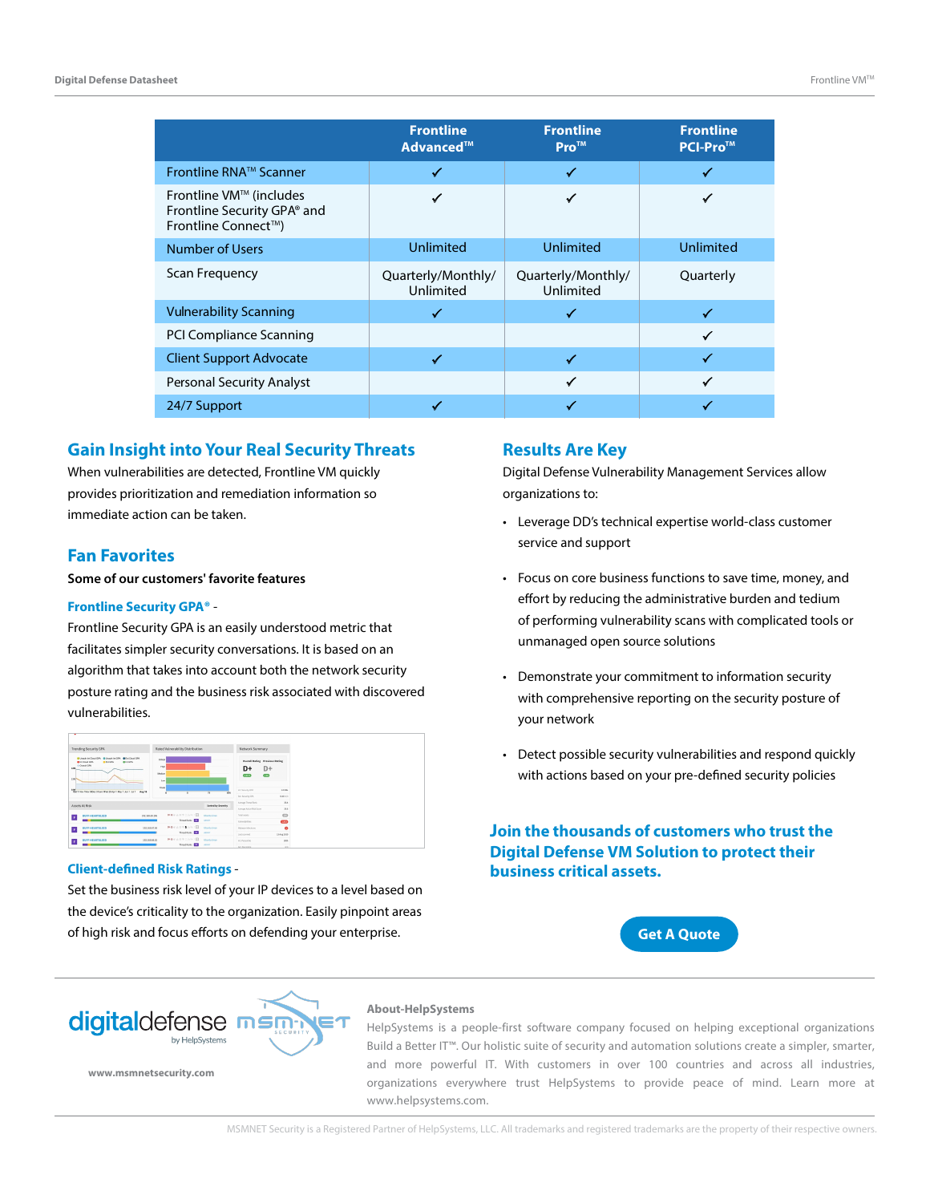| | Frontline Advanced™ | Frontline Pro™ | Frontline PCI-Pro™ |
|---|---|---|---|
| Frontline RNA™ Scanner | ✓ | ✓ | ✓ |
| Frontline VM™ (includes Frontline Security GPA® and Frontline Connect™) | ✓ | ✓ | ✓ |
| Number of Users | Unlimited | Unlimited | Unlimited |
| Scan Frequency | Quarterly/Monthly/ Unlimited | Quarterly/Monthly/ Unlimited | Quarterly |
| Vulnerability Scanning | ✓ | ✓ | ✓ |
| PCI Compliance Scanning | | | ✓ |
| Client Support Advocate | ✓ | ✓ | ✓ |
| Personal Security Analyst | | ✓ | ✓ |
| 24/7 Support | ✓ | ✓ | ✓ |

## Gain Insight into Your Real Security Threats

When vulnerabilities are detected, Frontline VM quickly provides prioritization and remediation information so immediate action can be taken.

## Fan Favorites

**Some of our customers' favorite features**

**Frontline Security GPA®** -

Frontline Security GPA is an easily understood metric that facilitates simpler security conversations. It is based on an algorithm that takes into account both the network security posture rating and the business risk associated with discovered vulnerabilities.

**Client-defined Risk Ratings** -

Set the business risk level of your IP devices to a level based on the device's criticality to the organization. Easily pinpoint areas of high risk and focus efforts on defending your enterprise.

## Results Are Key

Digital Defense Vulnerability Management Services allow organizations to:

- Leverage DD's technical expertise world-class customer service and support
- Focus on core business functions to save time, money, and effort by reducing the administrative burden and tedium of performing vulnerability scans with complicated tools or unmanaged open source solutions
- Demonstrate your commitment to information security with comprehensive reporting on the security posture of your network
- Detect possible security vulnerabilities and respond quickly with actions based on your pre-defined security policies

## Join the thousands of customers who trust the Digital Defense VM Solution to protect their business critical assets.

Get A Quote

digitaldefense by HelpSystems

MSMNET SECURITY

www.msmnetsecurity.com

**About-HelpSystems**

HelpSystems is a people-first software company focused on helping exceptional organizations Build a Better IT™. Our holistic suite of security and automation solutions create a simpler, smarter, and more powerful IT. With customers in over 100 countries and across all industries, organizations everywhere trust HelpSystems to provide peace of mind. Learn more at www.helpsystems.com.

MSMNET Security is a Registered Partner of HelpSystems, LLC. All trademarks and registered trademarks are the property of their respective owners.